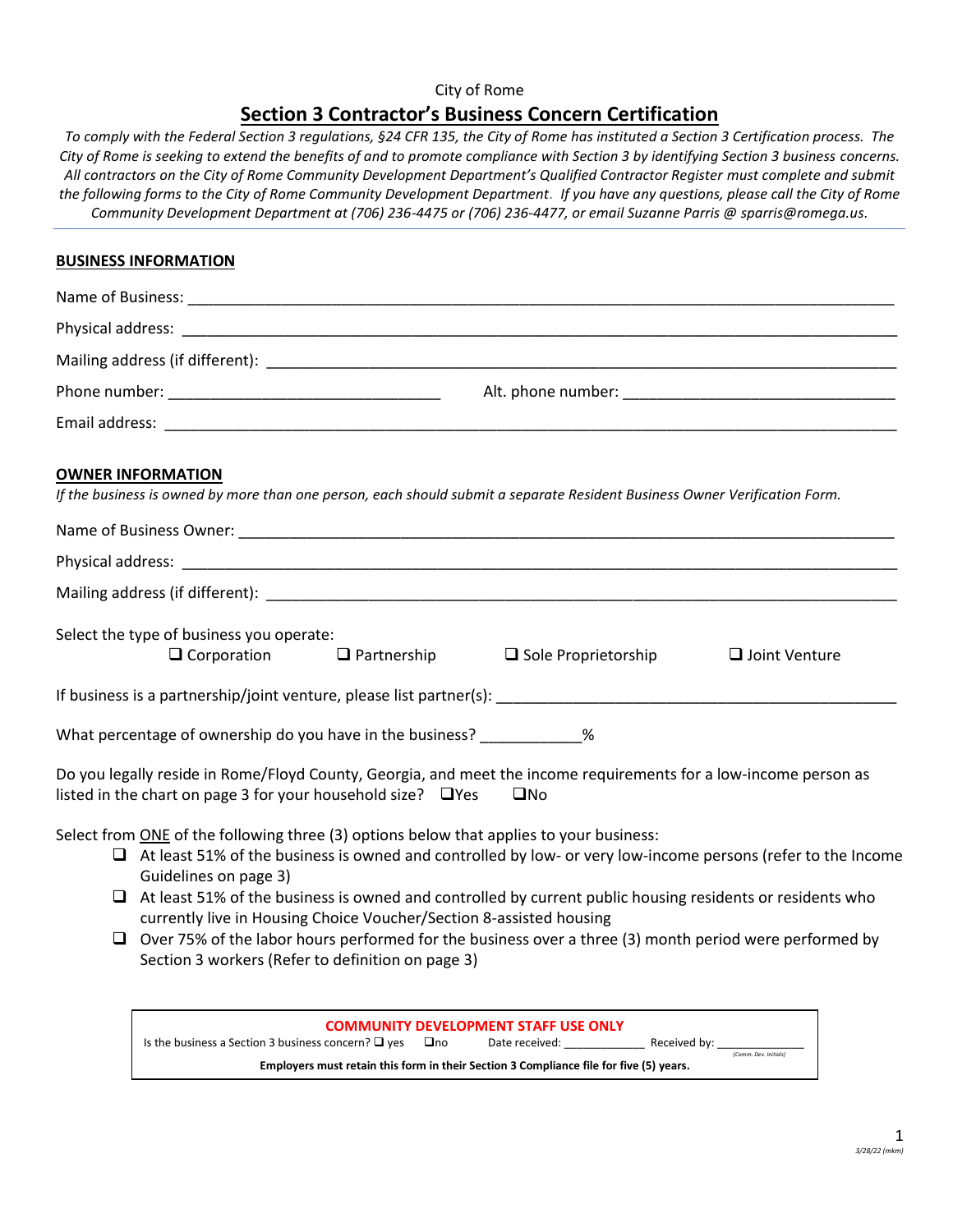City of Rome

# Section 3 Contractor's Business Concern Certification

*To comply with the Federal Section 3 regulations, §24 CFR 135, the City of Rome has instituted a Section 3 Certification process. The City of Rome is seeking to extend the benefits of and to promote compliance with Section 3 by identifying Section 3 business concerns. All contractors on the City of Rome Community Development Department's Qualified Contractor Register must complete and submit the following forms to the City of Rome Community Development Department. If you have any questions, please call the City of Rome Community Development Department at (706) 236-4475 or (706) 236-4477, or email Suzanne Parris @ sparris@romega.us.*

---

## BUSINESS INFORMATION

Name of Business: ______________________________________________

Physical address: ______________________________________________

Mailing address (if different): ______________________________________________

Phone number: ______________________ Alt. phone number: ______________________

Email address: ______________________________________________

## OWNER INFORMATION

*If the business is owned by more than one person, each should submit a separate Resident Business Owner Verification Form.*

Name of Business Owner: ______________________________________________

Physical address: ______________________________________________

Mailing address (if different): ______________________________________________

Select the type of business you operate:

❑ Corporation ❑ Partnership ❑ Sole Proprietorship ❑ Joint Venture

If business is a partnership/joint venture, please list partner(s): ______________________________________________

What percentage of ownership do you have in the business? ____________%

Do you legally reside in Rome/Floyd County, Georgia, and meet the income requirements for a low-income person as listed in the chart on page 3 for your household size? ❑Yes ❑No

Select from ONE of the following three (3) options below that applies to your business:

- ❑ At least 51% of the business is owned and controlled by low- or very low-income persons (refer to the Income Guidelines on page 3)
- ❑ At least 51% of the business is owned and controlled by current public housing residents or residents who currently live in Housing Choice Voucher/Section 8-assisted housing
- ❑ Over 75% of the labor hours performed for the business over a three (3) month period were performed by Section 3 workers (Refer to definition on page 3)

---

**COMMUNITY DEVELOPMENT STAFF USE ONLY**

Is the business a Section 3 business concern? ❑ yes ❑no Date received: _____________ Received by: ______________ *(Comm. Dev. Initials)*

**Employers must retain this form in their Section 3 Compliance file for five (5) years.**

*3/28/22 (mkm)*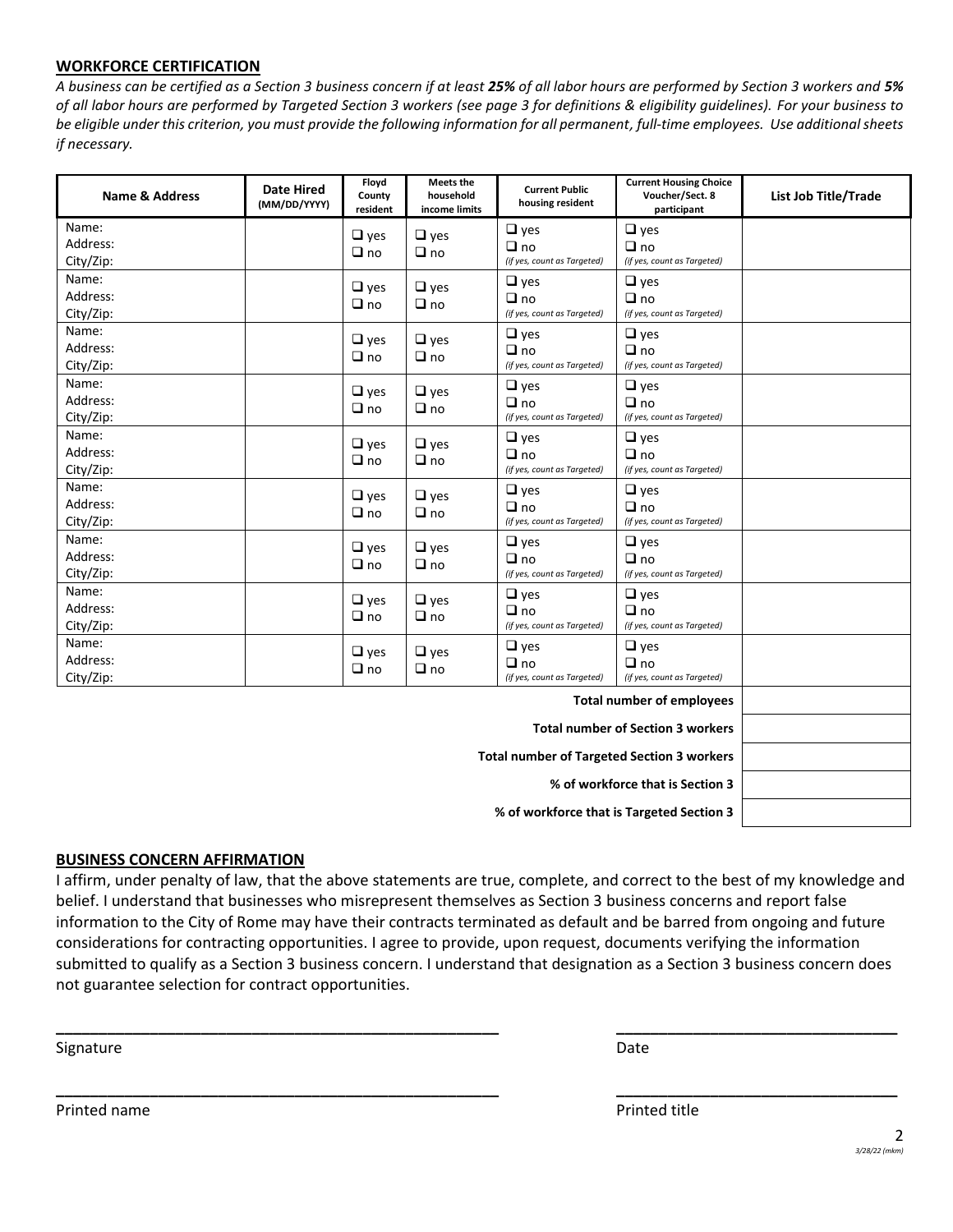## WORKFORCE CERTIFICATION

*A business can be certified as a Section 3 business concern if at least **25%** of all labor hours are performed by Section 3 workers and **5%** of all labor hours are performed by Targeted Section 3 workers (see page 3 for definitions & eligibility guidelines). For your business to be eligible under this criterion, you must provide the following information for all permanent, full-time employees. Use additional sheets if necessary.*

| Name & Address | Date Hired (MM/DD/YYYY) | Floyd County resident | Meets the household income limits | Current Public housing resident | Current Housing Choice Voucher/Sect. 8 participant | List Job Title/Trade |
|---|---|---|---|---|---|---|
| Name:<br>Address:<br>City/Zip: | | ❑ yes<br>❑ no | ❑ yes<br>❑ no | ❑ yes<br>❑ no<br>*(if yes, count as Targeted)* | ❑ yes<br>❑ no<br>*(if yes, count as Targeted)* | |
| Name:<br>Address:<br>City/Zip: | | ❑ yes<br>❑ no | ❑ yes<br>❑ no | ❑ yes<br>❑ no<br>*(if yes, count as Targeted)* | ❑ yes<br>❑ no<br>*(if yes, count as Targeted)* | |
| Name:<br>Address:<br>City/Zip: | | ❑ yes<br>❑ no | ❑ yes<br>❑ no | ❑ yes<br>❑ no<br>*(if yes, count as Targeted)* | ❑ yes<br>❑ no<br>*(if yes, count as Targeted)* | |
| Name:<br>Address:<br>City/Zip: | | ❑ yes<br>❑ no | ❑ yes<br>❑ no | ❑ yes<br>❑ no<br>*(if yes, count as Targeted)* | ❑ yes<br>❑ no<br>*(if yes, count as Targeted)* | |
| Name:<br>Address:<br>City/Zip: | | ❑ yes<br>❑ no | ❑ yes<br>❑ no | ❑ yes<br>❑ no<br>*(if yes, count as Targeted)* | ❑ yes<br>❑ no<br>*(if yes, count as Targeted)* | |
| Name:<br>Address:<br>City/Zip: | | ❑ yes<br>❑ no | ❑ yes<br>❑ no | ❑ yes<br>❑ no<br>*(if yes, count as Targeted)* | ❑ yes<br>❑ no<br>*(if yes, count as Targeted)* | |
| Name:<br>Address:<br>City/Zip: | | ❑ yes<br>❑ no | ❑ yes<br>❑ no | ❑ yes<br>❑ no<br>*(if yes, count as Targeted)* | ❑ yes<br>❑ no<br>*(if yes, count as Targeted)* | |
| Name:<br>Address:<br>City/Zip: | | ❑ yes<br>❑ no | ❑ yes<br>❑ no | ❑ yes<br>❑ no<br>*(if yes, count as Targeted)* | ❑ yes<br>❑ no<br>*(if yes, count as Targeted)* | |
| Name:<br>Address:<br>City/Zip: | | ❑ yes<br>❑ no | ❑ yes<br>❑ no | ❑ yes<br>❑ no<br>*(if yes, count as Targeted)* | ❑ yes<br>❑ no<br>*(if yes, count as Targeted)* | |
| | | | | | **Total number of employees** | |
| | | | | | **Total number of Section 3 workers** | |
| | | | | | **Total number of Targeted Section 3 workers** | |
| | | | | | **% of workforce that is Section 3** | |
| | | | | | **% of workforce that is Targeted Section 3** | |

## BUSINESS CONCERN AFFIRMATION

I affirm, under penalty of law, that the above statements are true, complete, and correct to the best of my knowledge and belief. I understand that businesses who misrepresent themselves as Section 3 business concerns and report false information to the City of Rome may have their contracts terminated as default and be barred from ongoing and future considerations for contracting opportunities. I agree to provide, upon request, documents verifying the information submitted to qualify as a Section 3 business concern. I understand that designation as a Section 3 business concern does not guarantee selection for contract opportunities.

\_\_\_\_\_\_\_\_\_\_\_\_\_\_\_\_\_\_\_\_\_\_\_\_\_\_\_\_\_\_\_\_\_\_\_\_\_\_\_\_\_\_\_\_ \_\_\_\_\_\_\_\_\_\_\_\_\_\_\_\_\_\_\_\_\_\_\_\_\_\_\_\_\_\_

Signature Date

\_\_\_\_\_\_\_\_\_\_\_\_\_\_\_\_\_\_\_\_\_\_\_\_\_\_\_\_\_\_\_\_\_\_\_\_\_\_\_\_\_\_\_\_ \_\_\_\_\_\_\_\_\_\_\_\_\_\_\_\_\_\_\_\_\_\_\_\_\_\_\_\_\_\_

Printed name Printed title

*3/28/22 (mkm)*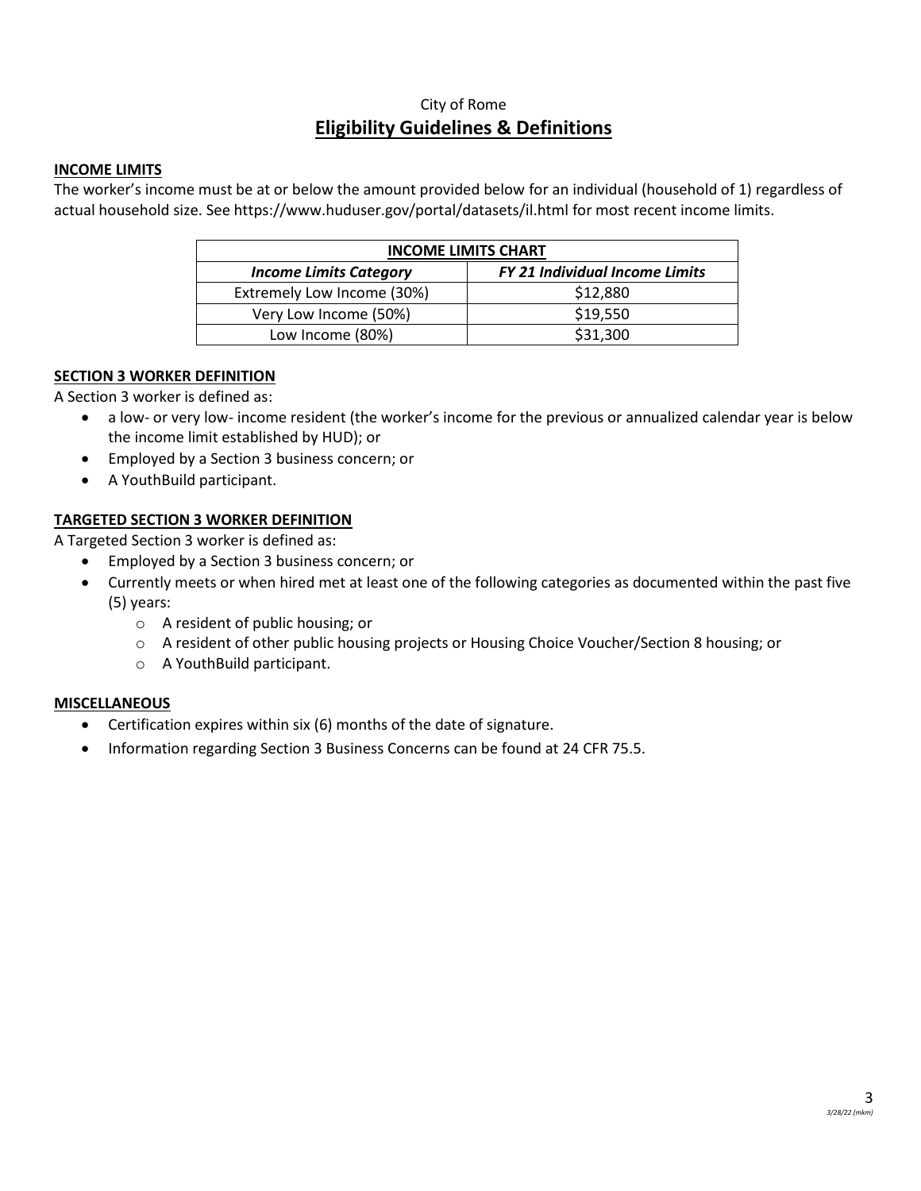City of Rome

# Eligibility Guidelines & Definitions

**INCOME LIMITS**

The worker's income must be at or below the amount provided below for an individual (household of 1) regardless of actual household size. See https://www.huduser.gov/portal/datasets/il.html for most recent income limits.

| INCOME LIMITS CHART | |
|---|---|
| ***Income Limits Category*** | ***FY 21 Individual Income Limits*** |
| Extremely Low Income (30%) | $12,880 |
| Very Low Income (50%) | $19,550 |
| Low Income (80%) | $31,300 |

**SECTION 3 WORKER DEFINITION**

A Section 3 worker is defined as:

- a low- or very low- income resident (the worker's income for the previous or annualized calendar year is below the income limit established by HUD); or
- Employed by a Section 3 business concern; or
- A YouthBuild participant.

**TARGETED SECTION 3 WORKER DEFINITION**

A Targeted Section 3 worker is defined as:

- Employed by a Section 3 business concern; or
- Currently meets or when hired met at least one of the following categories as documented within the past five (5) years:
  - A resident of public housing; or
  - A resident of other public housing projects or Housing Choice Voucher/Section 8 housing; or
  - A YouthBuild participant.

**MISCELLANEOUS**

- Certification expires within six (6) months of the date of signature.
- Information regarding Section 3 Business Concerns can be found at 24 CFR 75.5.